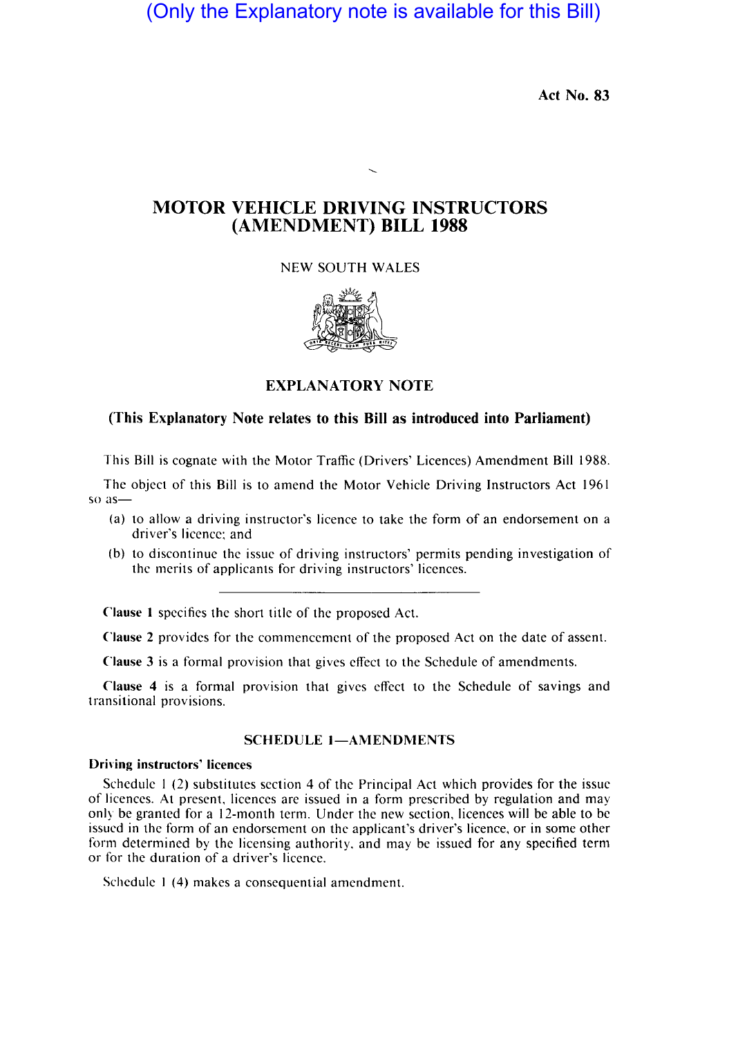(Only the Explanatory note is available for this Bill)

**Act No. 83**

# MOTOR VEHICLE DRIVING INSTRUCTORS (AMENDMENT) BILL 1988

NEW SOUTH WALES

## EXPLANATORY NOTE

### (This Explanatory Note relates to this Bill as introduced into Parliament)

This Bill is cognate with the Motor Traffic (Drivers' Licences) Amendment Bill 1988.

The object of this Bill is to amend the Motor Vehicle Driving Instructors Act 1961 so as—

(a) to allow a driving instructor's licence to take the form of an endorsement on a driver's licence; and

(b) to discontinue the issue of driving instructors' permits pending investigation of the merits of applicants for driving instructors' licences.

---

**Clause 1** specifies the short title of the proposed Act.

**Clause 2** provides for the commencement of the proposed Act on the date of assent.

**Clause 3** is a formal provision that gives effect to the Schedule of amendments.

**Clause 4** is a formal provision that gives effect to the Schedule of savings and transitional provisions.

### SCHEDULE 1—AMENDMENTS

**Driving instructors' licences**

Schedule 1 (2) substitutes section 4 of the Principal Act which provides for the issue of licences. At present, licences are issued in a form prescribed by regulation and may only be granted for a 12-month term. Under the new section, licences will be able to be issued in the form of an endorsement on the applicant's driver's licence, or in some other form determined by the licensing authority, and may be issued for any specified term or for the duration of a driver's licence.

Schedule 1 (4) makes a consequential amendment.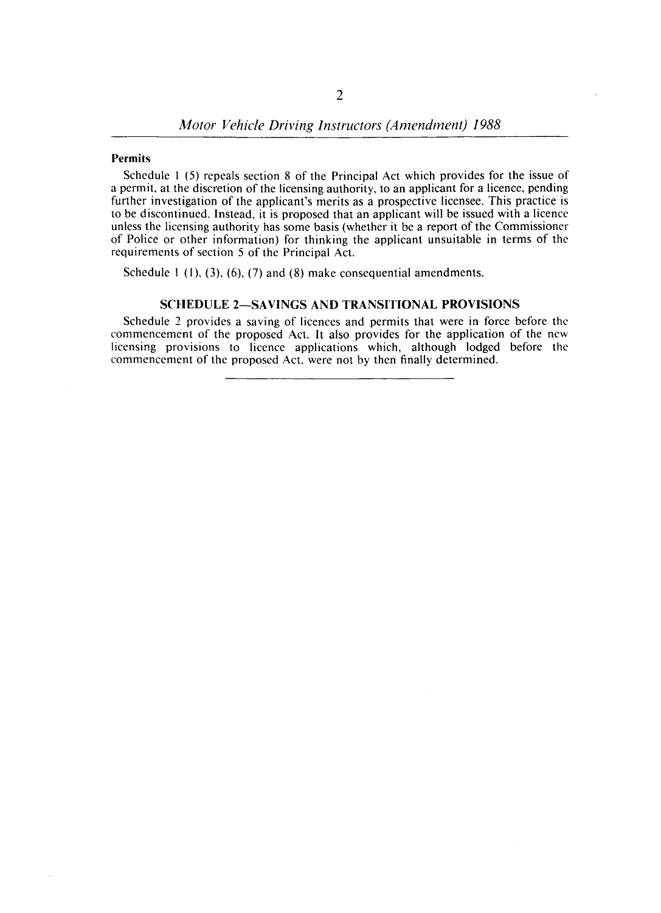**Permits**

Schedule 1 (5) repeals section 8 of the Principal Act which provides for the issue of a permit, at the discretion of the licensing authority, to an applicant for a licence, pending further investigation of the applicant's merits as a prospective licensee. This practice is to be discontinued. Instead, it is proposed that an applicant will be issued with a licence unless the licensing authority has some basis (whether it be a report of the Commissioner of Police or other information) for thinking the applicant unsuitable in terms of the requirements of section 5 of the Principal Act.

Schedule 1 (1), (3), (6), (7) and (8) make consequential amendments.

## SCHEDULE 2—SAVINGS AND TRANSITIONAL PROVISIONS

Schedule 2 provides a saving of licences and permits that were in force before the commencement of the proposed Act. It also provides for the application of the new licensing provisions to licence applications which, although lodged before the commencement of the proposed Act, were not by then finally determined.